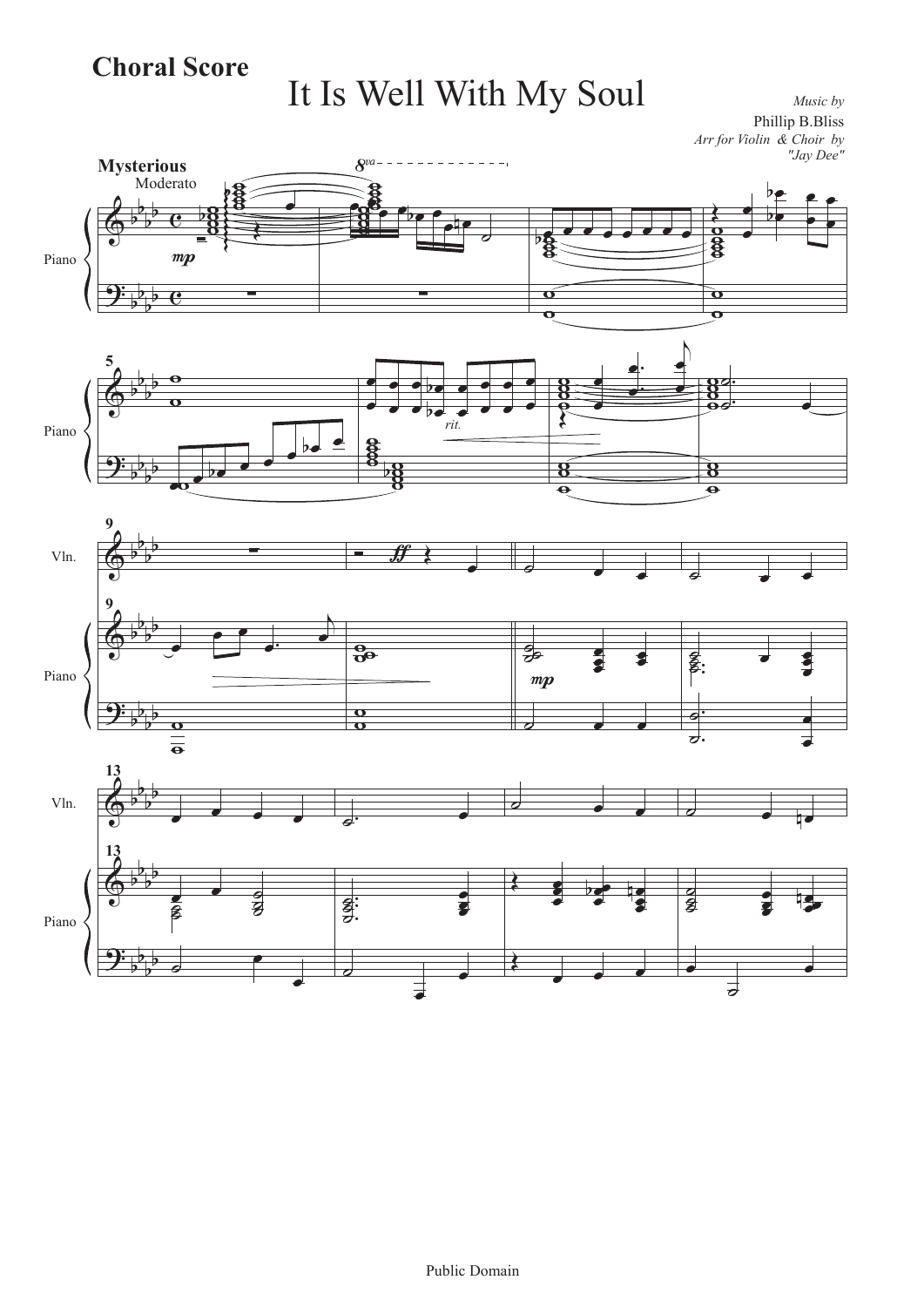**Choral Score**

# It Is Well With My Soul

*Music by*
Phillip B.Bliss
*Arr for Violin & Choir by "Jay Dee"*

**Mysterious**
Moderato

Public Domain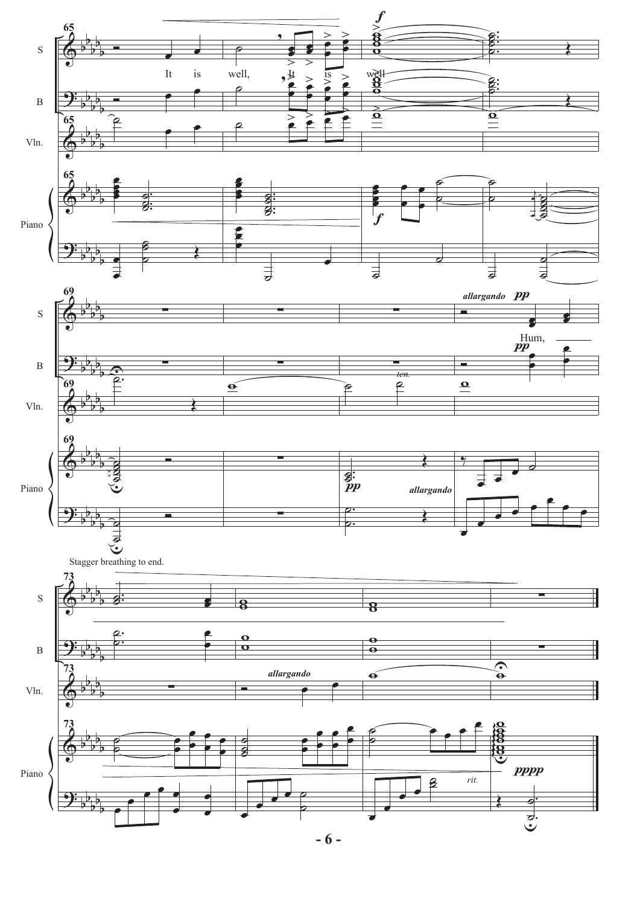S
B
Vln.
Piano

It is well, It is well

*allargando* *pp*

Hum,

*ten.*

*allargando*

Stagger breathing to end.

*allargando*

*rit.*

*pppp*